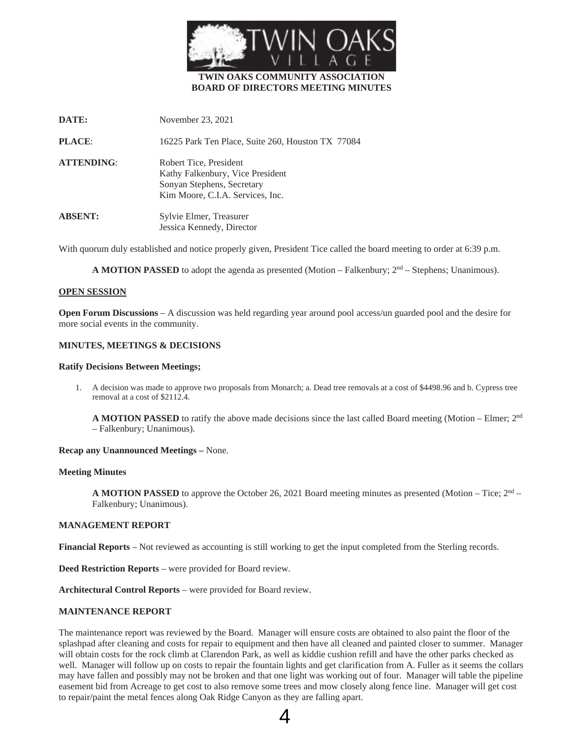TWIN OAKS VILLAGE

**TWIN OAKS COMMUNITY ASSOCIATION**
**BOARD OF DIRECTORS MEETING MINUTES**

**DATE:** November 23, 2021

**PLACE**: 16225 Park Ten Place, Suite 260, Houston TX 77084

**ATTENDING**: Robert Tice, President
Kathy Falkenbury, Vice President
Sonyan Stephens, Secretary
Kim Moore, C.I.A. Services, Inc.

**ABSENT:** Sylvie Elmer, Treasurer
Jessica Kennedy, Director

With quorum duly established and notice properly given, President Tice called the board meeting to order at 6:39 p.m.

**A MOTION PASSED** to adopt the agenda as presented (Motion – Falkenbury; 2nd – Stephens; Unanimous).

**OPEN SESSION**

**Open Forum Discussions** – A discussion was held regarding year around pool access/un guarded pool and the desire for more social events in the community.

**MINUTES, MEETINGS & DECISIONS**

**Ratify Decisions Between Meetings;**

1. A decision was made to approve two proposals from Monarch; a. Dead tree removals at a cost of $4498.96 and b. Cypress tree removal at a cost of $2112.4.

**A MOTION PASSED** to ratify the above made decisions since the last called Board meeting (Motion – Elmer; 2nd – Falkenbury; Unanimous).

**Recap any Unannounced Meetings –** None.

**Meeting Minutes**

**A MOTION PASSED** to approve the October 26, 2021 Board meeting minutes as presented (Motion – Tice; 2nd – Falkenbury; Unanimous).

**MANAGEMENT REPORT**

**Financial Reports** – Not reviewed as accounting is still working to get the input completed from the Sterling records.

**Deed Restriction Reports** – were provided for Board review.

**Architectural Control Reports** – were provided for Board review.

**MAINTENANCE REPORT**

The maintenance report was reviewed by the Board. Manager will ensure costs are obtained to also paint the floor of the splashpad after cleaning and costs for repair to equipment and then have all cleaned and painted closer to summer. Manager will obtain costs for the rock climb at Clarendon Park, as well as kiddie cushion refill and have the other parks checked as well. Manager will follow up on costs to repair the fountain lights and get clarification from A. Fuller as it seems the collars may have fallen and possibly may not be broken and that one light was working out of four. Manager will table the pipeline easement bid from Acreage to get cost to also remove some trees and mow closely along fence line. Manager will get cost to repair/paint the metal fences along Oak Ridge Canyon as they are falling apart.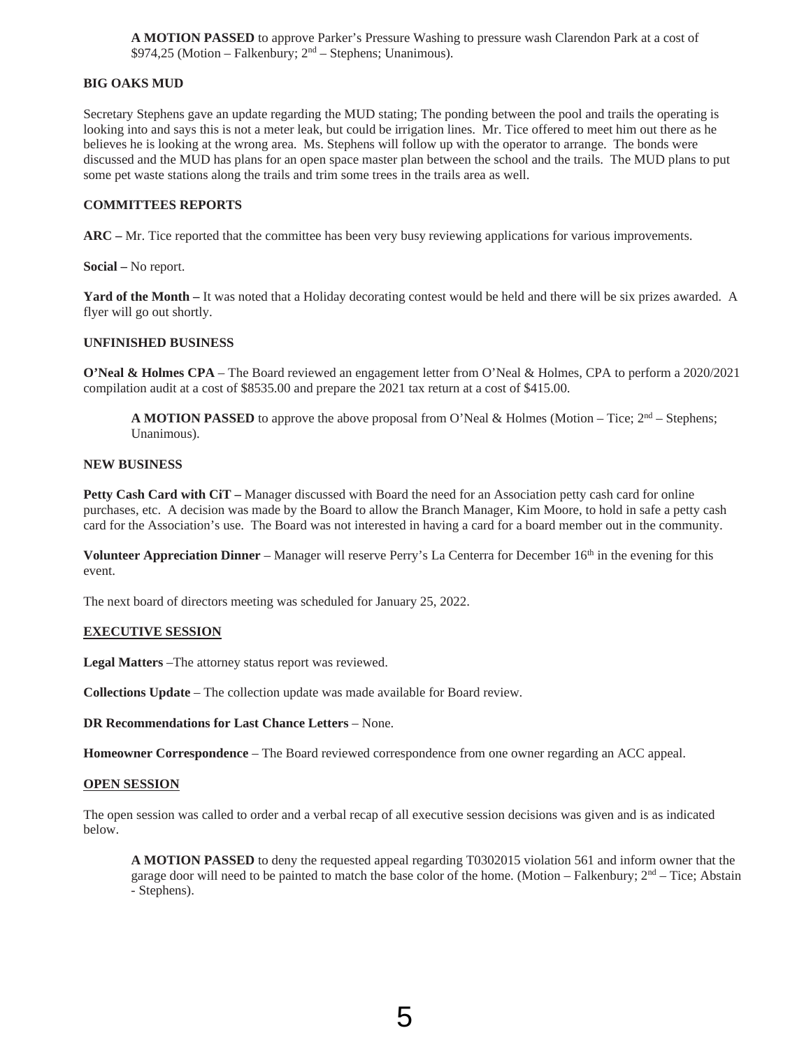**A MOTION PASSED** to approve Parker's Pressure Washing to pressure wash Clarendon Park at a cost of $974,25 (Motion – Falkenbury; 2nd – Stephens; Unanimous).

**BIG OAKS MUD**

Secretary Stephens gave an update regarding the MUD stating; The ponding between the pool and trails the operating is looking into and says this is not a meter leak, but could be irrigation lines. Mr. Tice offered to meet him out there as he believes he is looking at the wrong area. Ms. Stephens will follow up with the operator to arrange. The bonds were discussed and the MUD has plans for an open space master plan between the school and the trails. The MUD plans to put some pet waste stations along the trails and trim some trees in the trails area as well.

**COMMITTEES REPORTS**

**ARC –** Mr. Tice reported that the committee has been very busy reviewing applications for various improvements.

**Social –** No report.

**Yard of the Month –** It was noted that a Holiday decorating contest would be held and there will be six prizes awarded. A flyer will go out shortly.

**UNFINISHED BUSINESS**

**O'Neal & Holmes CPA** – The Board reviewed an engagement letter from O'Neal & Holmes, CPA to perform a 2020/2021 compilation audit at a cost of $8535.00 and prepare the 2021 tax return at a cost of $415.00.

**A MOTION PASSED** to approve the above proposal from O'Neal & Holmes (Motion – Tice; 2nd – Stephens; Unanimous).

**NEW BUSINESS**

**Petty Cash Card with CiT –** Manager discussed with Board the need for an Association petty cash card for online purchases, etc. A decision was made by the Board to allow the Branch Manager, Kim Moore, to hold in safe a petty cash card for the Association's use. The Board was not interested in having a card for a board member out in the community.

**Volunteer Appreciation Dinner** – Manager will reserve Perry's La Centerra for December 16th in the evening for this event.

The next board of directors meeting was scheduled for January 25, 2022.

**EXECUTIVE SESSION**

**Legal Matters** –The attorney status report was reviewed.

**Collections Update** – The collection update was made available for Board review.

**DR Recommendations for Last Chance Letters** – None.

**Homeowner Correspondence** – The Board reviewed correspondence from one owner regarding an ACC appeal.

**OPEN SESSION**

The open session was called to order and a verbal recap of all executive session decisions was given and is as indicated below.

**A MOTION PASSED** to deny the requested appeal regarding T0302015 violation 561 and inform owner that the garage door will need to be painted to match the base color of the home. (Motion – Falkenbury; 2nd – Tice; Abstain - Stephens).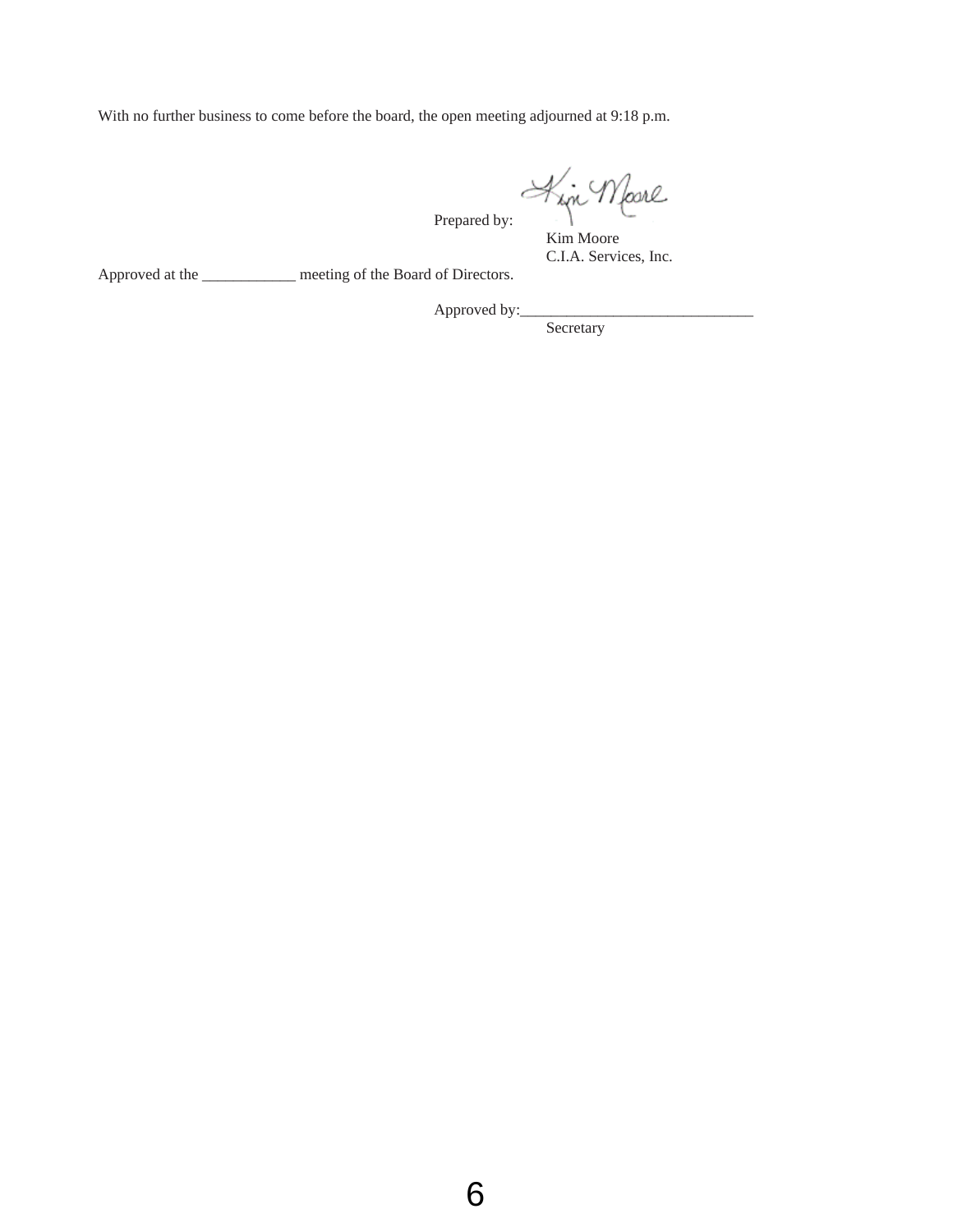With no further business to come before the board, the open meeting adjourned at 9:18 p.m.

Prepared by:

Kim Moore
C.I.A. Services, Inc.

Approved at the ____________ meeting of the Board of Directors.

Approved by:______________________________
Secretary